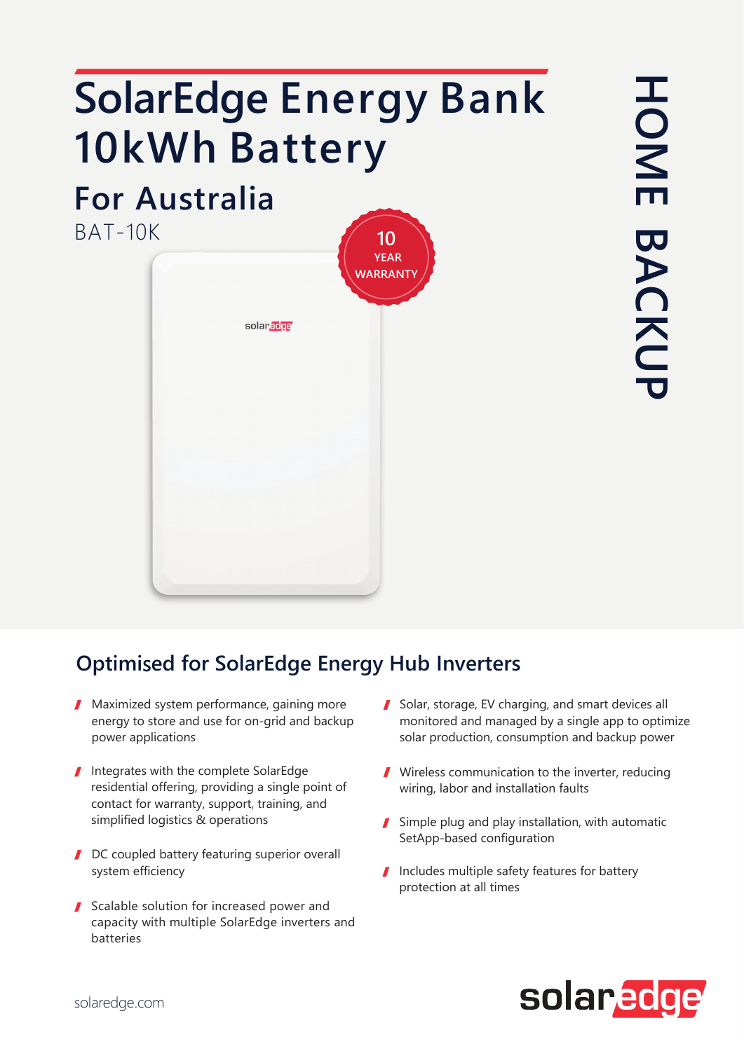# SolarEdge Energy Bank 10kWh Battery

## For Australia

BAT-10K

10 YEAR WARRANTY

HOME BACKUP

## Optimised for SolarEdge Energy Hub Inverters

- Maximized system performance, gaining more energy to store and use for on-grid and backup power applications
- Integrates with the complete SolarEdge residential offering, providing a single point of contact for warranty, support, training, and simplified logistics & operations
- DC coupled battery featuring superior overall system efficiency
- Scalable solution for increased power and capacity with multiple SolarEdge inverters and batteries
- Solar, storage, EV charging, and smart devices all monitored and managed by a single app to optimize solar production, consumption and backup power
- Wireless communication to the inverter, reducing wiring, labor and installation faults
- Simple plug and play installation, with automatic SetApp-based configuration
- Includes multiple safety features for battery protection at all times

solaredge.com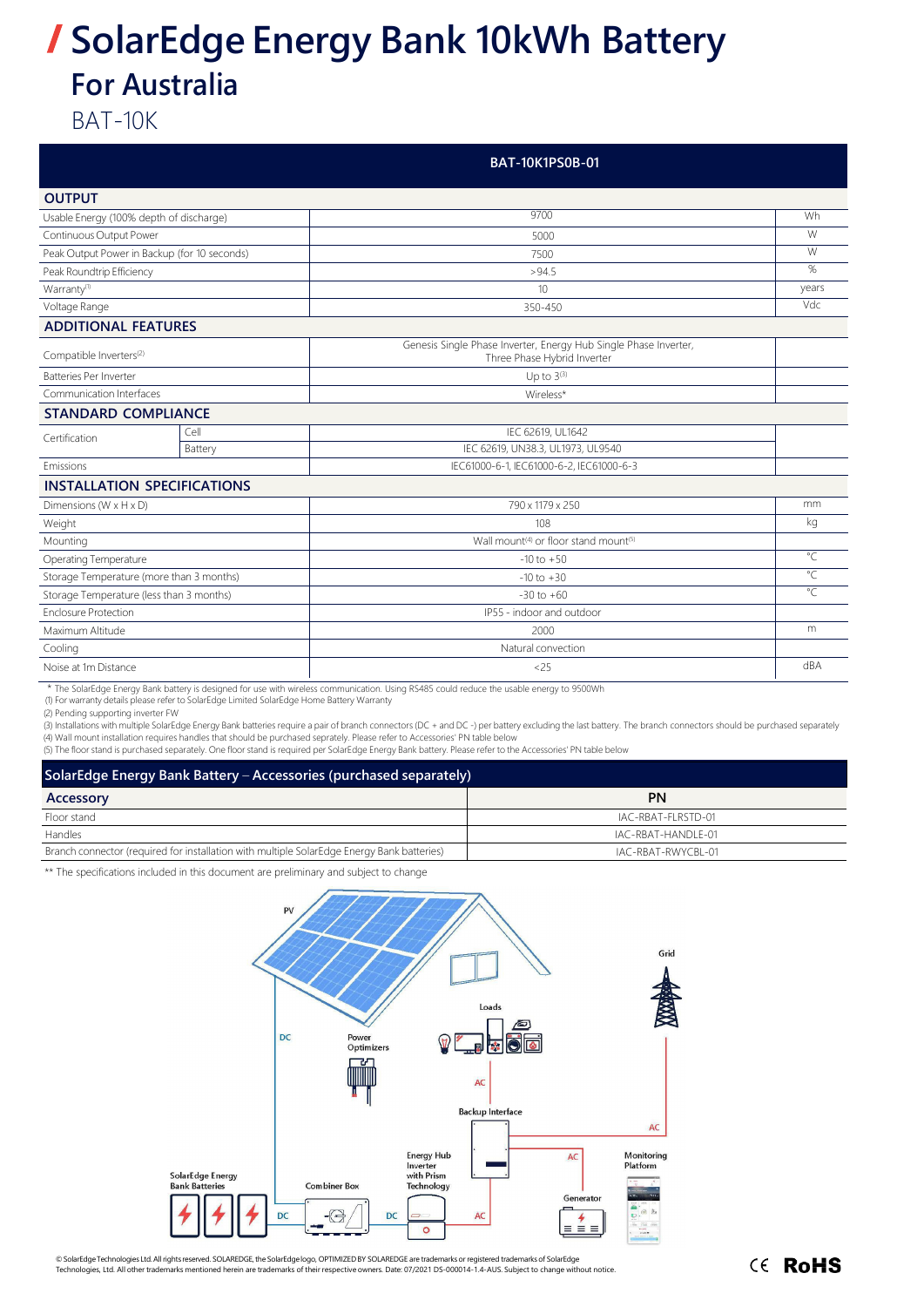# / SolarEdge Energy Bank 10kWh Battery

## For Australia

BAT-10K

| | | BAT-10K1PS0B-01 | |
|---|---|---|---|
| **OUTPUT** | | | |
| Usable Energy (100% depth of discharge) | | 9700 | Wh |
| Continuous Output Power | | 5000 | W |
| Peak Output Power in Backup (for 10 seconds) | | 7500 | W |
| Peak Roundtrip Efficiency | | >94.5 | % |
| Warranty[1] | | 10 | years |
| Voltage Range | | 350-450 | Vdc |
| **ADDITIONAL FEATURES** | | | |
| Compatible Inverters[2] | | Genesis Single Phase Inverter, Energy Hub Single Phase Inverter, Three Phase Hybrid Inverter | |
| Batteries Per Inverter | | Up to 3[3] | |
| Communication Interfaces | | Wireless* | |
| **STANDARD COMPLIANCE** | | | |
| Certification | Cell | IEC 62619, UL1642 | |
| | Battery | IEC 62619, UN38.3, UL1973, UL9540 | |
| Emissions | | IEC61000-6-1, IEC61000-6-2, IEC61000-6-3 | |
| **INSTALLATION SPECIFICATIONS** | | | |
| Dimensions (W x H x D) | | 790 x 1179 x 250 | mm |
| Weight | | 108 | kg |
| Mounting | | Wall mount[4] or floor stand mount[5] | |
| Operating Temperature | | -10 to +50 | °C |
| Storage Temperature (more than 3 months) | | -10 to +30 | °C |
| Storage Temperature (less than 3 months) | | -30 to +60 | °C |
| Enclosure Protection | | IP55 - indoor and outdoor | |
| Maximum Altitude | | 2000 | m |
| Cooling | | Natural convection | |
| Noise at 1m Distance | | <25 | dBA |

\* The SolarEdge Energy Bank battery is designed for use with wireless communication. Using RS485 could reduce the usable energy to 9500Wh
(1) For warranty details please refer to SolarEdge Limited SolarEdge Home Battery Warranty
(2) Pending supporting inverter FW
(3) Installations with multiple SolarEdge Energy Bank batteries require a pair of branch connectors (DC + and DC -) per battery excluding the last battery. The branch connectors should be purchased separately. Please refer to Accessories' PN table below
(4) Wall mount installation requires handles that should be purchased seprately. Please refer to Accessories' PN table below
(5) The floor stand is purchased separately. One floor stand is required per SolarEdge Energy Bank battery. Please refer to the Accessories' PN table below

## SolarEdge Energy Bank Battery – Accessories (purchased separately)

| Accessory | PN |
|---|---|
| Floor stand | IAC-RBAT-FLRSTD-01 |
| Handles | IAC-RBAT-HANDLE-01 |
| Branch connector (required for installation with multiple SolarEdge Energy Bank batteries) | IAC-RBAT-RWYCBL-01 |

** The specifications included in this document are preliminary and subject to change

PV
Grid
Loads
DC
Power Optimizers
AC
Backup Interface
AC
Energy Hub Inverter with Prism Technology
AC
Monitoring Platform
SolarEdge Energy Bank Batteries
Combiner Box
DC
DC
AC
Generator

© SolarEdge Technologies Ltd. All rights reserved. SOLAREDGE, the SolarEdge logo, OPTIMIZED BY SOLAREDGE are trademarks or registered trademarks of SolarEdge Technologies, Ltd. All other trademarks mentioned herein are trademarks of their respective owners. Date: 07/2021 DS-000014-1.4-AUS. Subject to change without notice.

CE RoHS